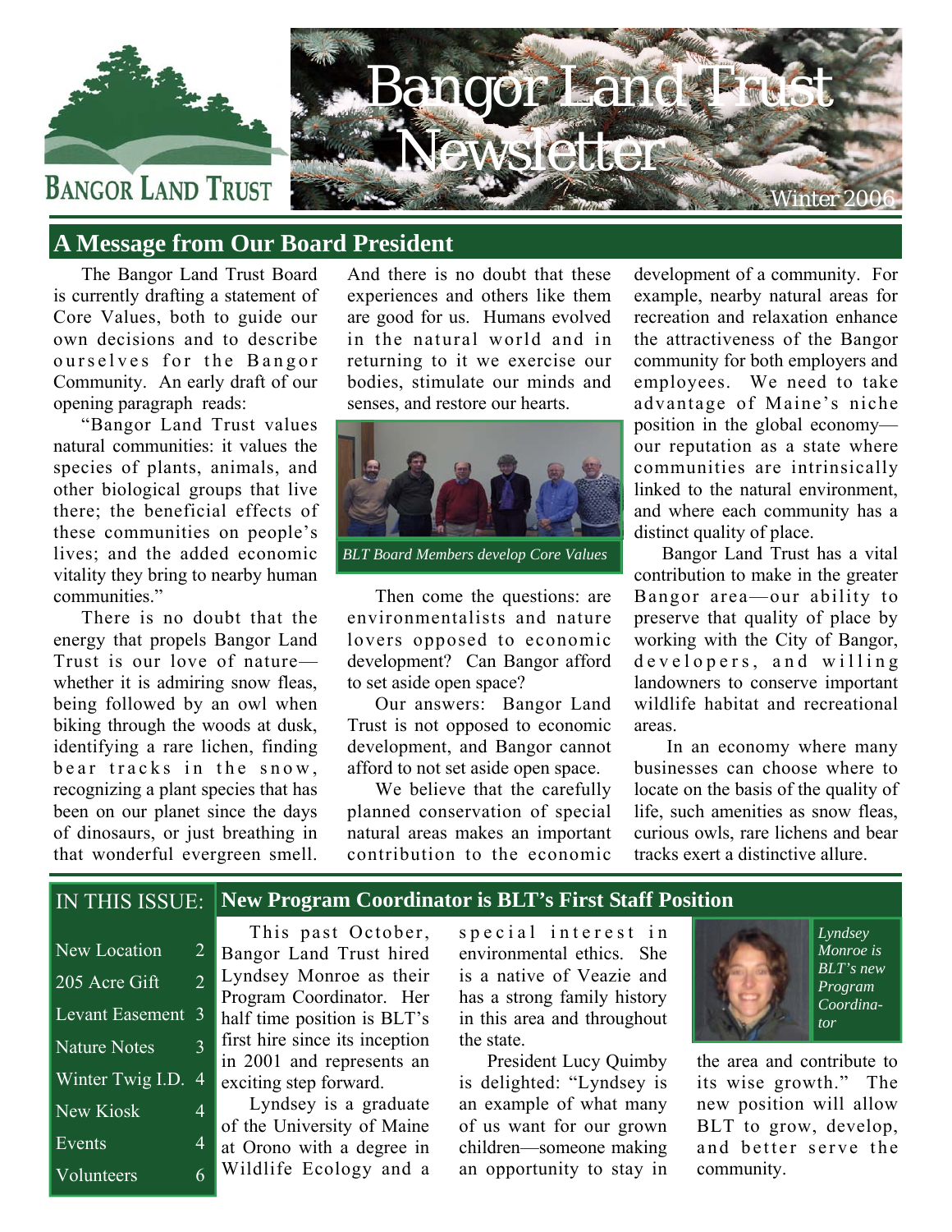# Bangor Land Trust Newsletter

BANGOR LAND TRUST

Winter 2006

## A Message from Our Board President

The Bangor Land Trust Board is currently drafting a statement of Core Values, both to guide our own decisions and to describe ourselves for the Bangor Community. An early draft of our opening paragraph reads:

"Bangor Land Trust values natural communities: it values the species of plants, animals, and other biological groups that live there; the beneficial effects of these communities on people's lives; and the added economic vitality they bring to nearby human communities."

There is no doubt that the energy that propels Bangor Land Trust is our love of nature—whether it is admiring snow fleas, being followed by an owl when biking through the woods at dusk, identifying a rare lichen, finding bear tracks in the snow, recognizing a plant species that has been on our planet since the days of dinosaurs, or just breathing in that wonderful evergreen smell. And there is no doubt that these experiences and others like them are good for us. Humans evolved in the natural world and in returning to it we exercise our bodies, stimulate our minds and senses, and restore our hearts.

*BLT Board Members develop Core Values*

Then come the questions: are environmentalists and nature lovers opposed to economic development? Can Bangor afford to set aside open space?

Our answers: Bangor Land Trust is not opposed to economic development, and Bangor cannot afford to not set aside open space.

We believe that the carefully planned conservation of special natural areas makes an important contribution to the economic development of a community. For example, nearby natural areas for recreation and relaxation enhance the attractiveness of the Bangor community for both employers and employees. We need to take advantage of Maine's niche position in the global economy—our reputation as a state where communities are intrinsically linked to the natural environment, and where each community has a distinct quality of place.

Bangor Land Trust has a vital contribution to make in the greater Bangor area—our ability to preserve that quality of place by working with the City of Bangor, developers, and willing landowners to conserve important wildlife habitat and recreational areas.

In an economy where many businesses can choose where to locate on the basis of the quality of life, such amenities as snow fleas, curious owls, rare lichens and bear tracks exert a distinctive allure.

## IN THIS ISSUE:

| | |
|---|---|
| New Location | 2 |
| 205 Acre Gift | 2 |
| Levant Easement | 3 |
| Nature Notes | 3 |
| Winter Twig I.D. | 4 |
| New Kiosk | 4 |
| Events | 4 |
| Volunteers | 6 |

## New Program Coordinator is BLT's First Staff Position

This past October, Bangor Land Trust hired Lyndsey Monroe as their Program Coordinator. Her half time position is BLT's first hire since its inception in 2001 and represents an exciting step forward.

Lyndsey is a graduate of the University of Maine at Orono with a degree in Wildlife Ecology and a special interest in environmental ethics. She is a native of Veazie and has a strong family history in this area and throughout the state.

President Lucy Quimby is delighted: "Lyndsey is an example of what many of us want for our grown children—someone making an opportunity to stay in the area and contribute to its wise growth." The new position will allow BLT to grow, develop, and better serve the community.

*Lyndsey Monroe is BLT's new Program Coordinator*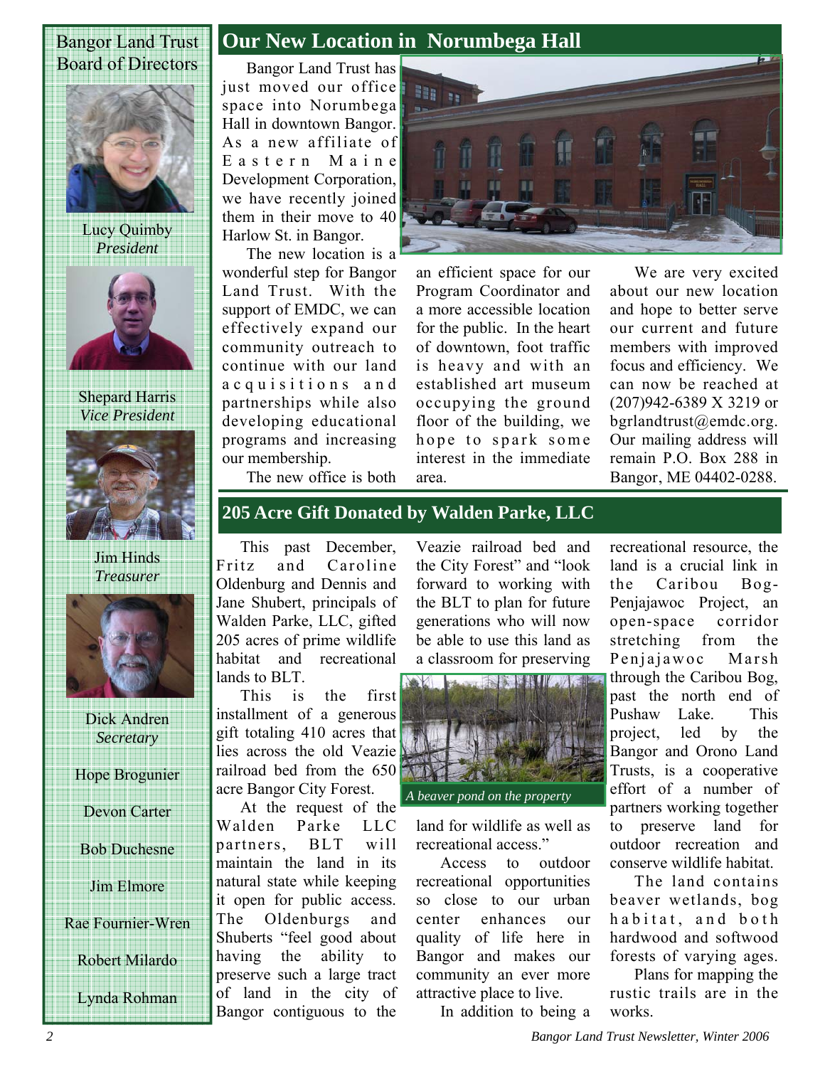## Bangor Land Trust Board of Directors

Lucy Quimby
*President*

Shepard Harris
*Vice President*

Jim Hinds
*Treasurer*

Dick Andren
*Secretary*

Hope Brogunier

Devon Carter

Bob Duchesne

Jim Elmore

Rae Fournier-Wren

Robert Milardo

Lynda Rohman

## Our New Location in Norumbega Hall

Bangor Land Trust has just moved our office space into Norumbega Hall in downtown Bangor. As a new affiliate of Eastern Maine Development Corporation, we have recently joined them in their move to 40 Harlow St. in Bangor.

The new location is a wonderful step for Bangor Land Trust. With the support of EMDC, we can effectively expand our community outreach to continue with our land acquisitions and partnerships while also developing educational programs and increasing our membership.

The new office is both an efficient space for our Program Coordinator and a more accessible location for the public. In the heart of downtown, foot traffic is heavy and with an established art museum occupying the ground floor of the building, we hope to spark some interest in the immediate area.

We are very excited about our new location and hope to better serve our current and future members with improved focus and efficiency. We can now be reached at (207)942-6389 X 3219 or bgrlandtrust@emdc.org. Our mailing address will remain P.O. Box 288 in Bangor, ME 04402-0288.

## 205 Acre Gift Donated by Walden Parke, LLC

This past December, Fritz and Caroline Oldenburg and Dennis and Jane Shubert, principals of Walden Parke, LLC, gifted 205 acres of prime wildlife habitat and recreational lands to BLT.

This is the first installment of a generous gift totaling 410 acres that lies across the old Veazie railroad bed from the 650 acre Bangor City Forest.

At the request of the Walden Parke LLC partners, BLT will maintain the land in its natural state while keeping it open for public access. The Oldenburgs and Shuberts "feel good about having the ability to preserve such a large tract of land in the city of Bangor contiguous to the Veazie railroad bed and the City Forest" and "look forward to working with the BLT to plan for future generations who will now be able to use this land as a classroom for preserving land for wildlife as well as recreational access."

*A beaver pond on the property*

Access to outdoor recreational opportunities so close to our urban center enhances our quality of life here in Bangor and makes our community an ever more attractive place to live.

In addition to being a recreational resource, the land is a crucial link in the Caribou Bog-Penjajawoc Project, an open-space corridor stretching from the Penjajawoc Marsh through the Caribou Bog, past the north end of Pushaw Lake. This project, led by the Bangor and Orono Land Trusts, is a cooperative effort of a number of partners working together to preserve land for outdoor recreation and conserve wildlife habitat.

The land contains beaver wetlands, bog habitat, and both hardwood and softwood forests of varying ages.

Plans for mapping the rustic trails are in the works.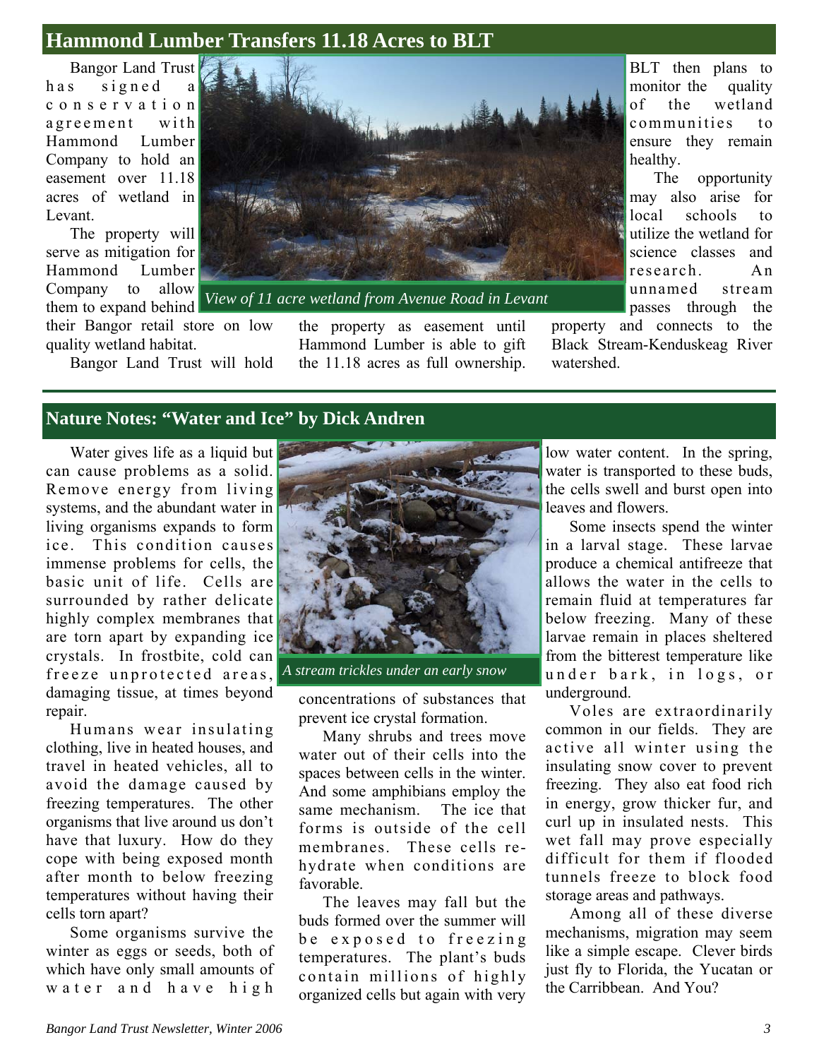## Hammond Lumber Transfers 11.18 Acres to BLT

Bangor Land Trust has signed a conservation agreement with Hammond Lumber Company to hold an easement over 11.18 acres of wetland in Levant.

The property will serve as mitigation for Hammond Lumber Company to allow them to expand behind their Bangor retail store on low quality wetland habitat.

Bangor Land Trust will hold the property as easement until Hammond Lumber is able to gift the 11.18 acres as full ownership.

*View of 11 acre wetland from Avenue Road in Levant*

BLT then plans to monitor the quality of the wetland communities to ensure they remain healthy.

The opportunity may also arise for local schools to utilize the wetland for science classes and research. An unnamed stream passes through the property and connects to the Black Stream-Kenduskeag River watershed.

## Nature Notes: "Water and Ice" by Dick Andren

Water gives life as a liquid but can cause problems as a solid. Remove energy from living systems, and the abundant water in living organisms expands to form ice. This condition causes immense problems for cells, the basic unit of life. Cells are surrounded by rather delicate highly complex membranes that are torn apart by expanding ice crystals. In frostbite, cold can freeze unprotected areas, damaging tissue, at times beyond repair.

Humans wear insulating clothing, live in heated houses, and travel in heated vehicles, all to avoid the damage caused by freezing temperatures. The other organisms that live around us don't have that luxury. How do they cope with being exposed month after month to below freezing temperatures without having their cells torn apart?

Some organisms survive the winter as eggs or seeds, both of which have only small amounts of water and have high concentrations of substances that prevent ice crystal formation.

*A stream trickles under an early snow*

Many shrubs and trees move water out of their cells into the spaces between cells in the winter. And some amphibians employ the same mechanism. The ice that forms is outside of the cell membranes. These cells re-hydrate when conditions are favorable.

The leaves may fall but the buds formed over the summer will be exposed to freezing temperatures. The plant's buds contain millions of highly organized cells but again with very low water content. In the spring, water is transported to these buds, the cells swell and burst open into leaves and flowers.

Some insects spend the winter in a larval stage. These larvae produce a chemical antifreeze that allows the water in the cells to remain fluid at temperatures far below freezing. Many of these larvae remain in places sheltered from the bitterest temperature like under bark, in logs, or underground.

Voles are extraordinarily common in our fields. They are active all winter using the insulating snow cover to prevent freezing. They also eat food rich in energy, grow thicker fur, and curl up in insulated nests. This wet fall may prove especially difficult for them if flooded tunnels freeze to block food storage areas and pathways.

Among all of these diverse mechanisms, migration may seem like a simple escape. Clever birds just fly to Florida, the Yucatan or the Carribbean. And You?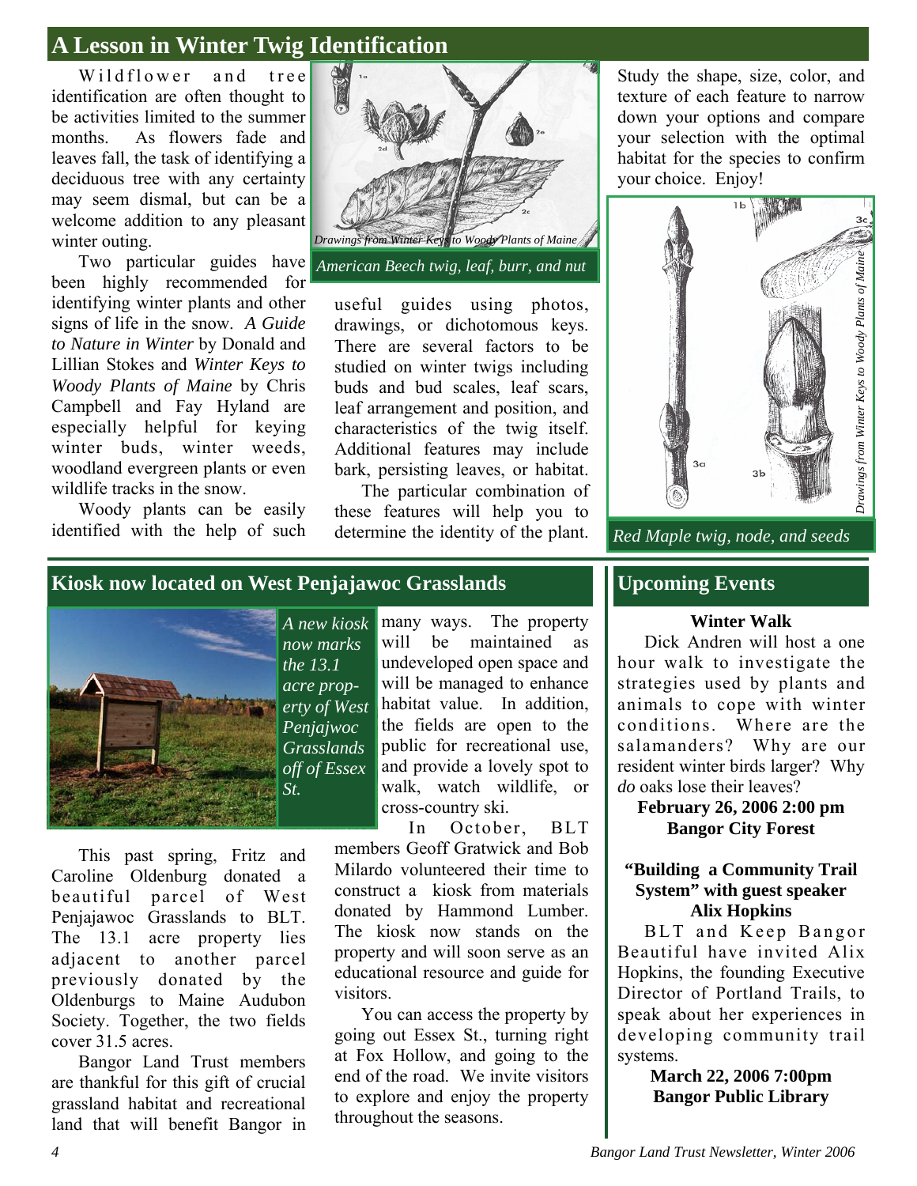## A Lesson in Winter Twig Identification

Wildflower and tree identification are often thought to be activities limited to the summer months. As flowers fade and leaves fall, the task of identifying a deciduous tree with any certainty may seem dismal, but can be a welcome addition to any pleasant winter outing.

Two particular guides have been highly recommended for identifying winter plants and other signs of life in the snow. *A Guide to Nature in Winter* by Donald and Lillian Stokes and *Winter Keys to Woody Plants of Maine* by Chris Campbell and Fay Hyland are especially helpful for keying winter buds, winter weeds, woodland evergreen plants or even wildlife tracks in the snow.

Woody plants can be easily identified with the help of such useful guides using photos, drawings, or dichotomous keys. There are several factors to be studied on winter twigs including buds and bud scales, leaf scars, leaf arrangement and position, and characteristics of the twig itself. Additional features may include bark, persisting leaves, or habitat.

The particular combination of these features will help you to determine the identity of the plant. Study the shape, size, color, and texture of each feature to narrow down your options and compare your selection with the optimal habitat for the species to confirm your choice. Enjoy!

*Drawings from Winter Keys to Woody Plants of Maine*

*American Beech twig, leaf, burr, and nut*

*Drawings from Winter Keys to Woody Plants of Maine*

*Red Maple twig, node, and seeds*

## Kiosk now located on West Penjajawoc Grasslands

*A new kiosk now marks the 13.1 acre property of West Penjajwoc Grasslands off of Essex St.*

This past spring, Fritz and Caroline Oldenburg donated a beautiful parcel of West Penjajawoc Grasslands to BLT. The 13.1 acre property lies adjacent to another parcel previously donated by the Oldenburgs to Maine Audubon Society. Together, the two fields cover 31.5 acres.

Bangor Land Trust members are thankful for this gift of crucial grassland habitat and recreational land that will benefit Bangor in many ways. The property will be maintained as undeveloped open space and will be managed to enhance habitat value. In addition, the fields are open to the public for recreational use, and provide a lovely spot to walk, watch wildlife, or cross-country ski.

In October, BLT members Geoff Gratwick and Bob Milardo volunteered their time to construct a kiosk from materials donated by Hammond Lumber. The kiosk now stands on the property and will soon serve as an educational resource and guide for visitors.

You can access the property by going out Essex St., turning right at Fox Hollow, and going to the end of the road. We invite visitors to explore and enjoy the property throughout the seasons.

## Upcoming Events

**Winter Walk**

Dick Andren will host a one hour walk to investigate the strategies used by plants and animals to cope with winter conditions. Where are the salamanders? Why are our resident winter birds larger? Why *do* oaks lose their leaves?

**February 26, 2006 2:00 pm**
**Bangor City Forest**

**"Building a Community Trail System" with guest speaker Alix Hopkins**

BLT and Keep Bangor Beautiful have invited Alix Hopkins, the founding Executive Director of Portland Trails, to speak about her experiences in developing community trail systems.

**March 22, 2006 7:00pm**
**Bangor Public Library**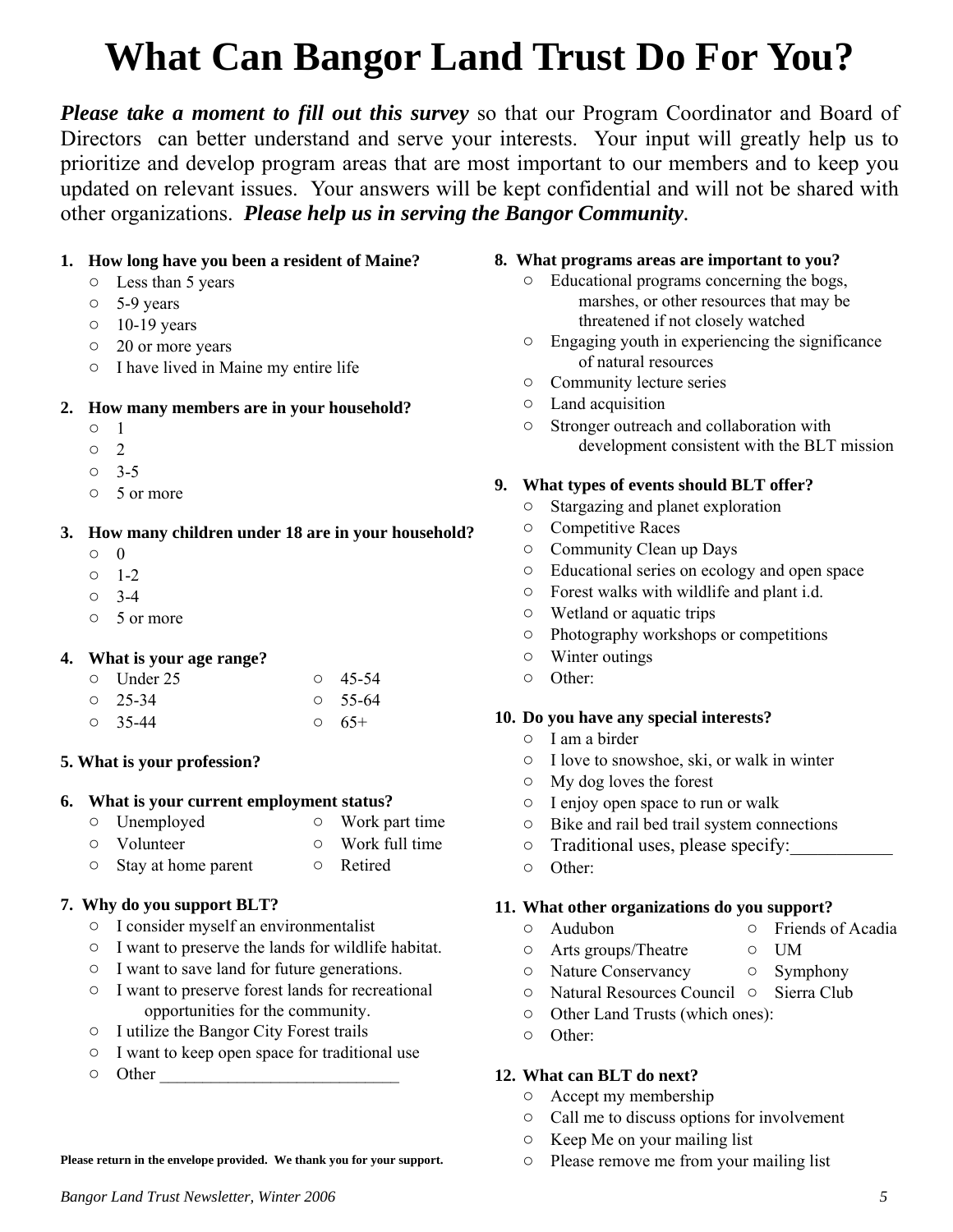# What Can Bangor Land Trust Do For You?

***Please take a moment to fill out this survey*** so that our Program Coordinator and Board of Directors can better understand and serve your interests. Your input will greatly help us to prioritize and develop program areas that are most important to our members and to keep you updated on relevant issues. Your answers will be kept confidential and will not be shared with other organizations. ***Please help us in serving the Bangor Community***.

**1. How long have you been a resident of Maine?**
- ○ Less than 5 years
- ○ 5-9 years
- ○ 10-19 years
- ○ 20 or more years
- ○ I have lived in Maine my entire life

**2. How many members are in your household?**
- ○ 1
- ○ 2
- ○ 3-5
- ○ 5 or more

**3. How many children under 18 are in your household?**
- ○ 0
- ○ 1-2
- ○ 3-4
- ○ 5 or more

**4. What is your age range?**
- ○ Under 25
- ○ 25-34
- ○ 35-44
- ○ 45-54
- ○ 55-64
- ○ 65+

**5. What is your profession?**

**6. What is your current employment status?**
- ○ Unemployed
- ○ Volunteer
- ○ Stay at home parent
- ○ Work part time
- ○ Work full time
- ○ Retired

**7. Why do you support BLT?**
- ○ I consider myself an environmentalist
- ○ I want to preserve the lands for wildlife habitat.
- ○ I want to save land for future generations.
- ○ I want to preserve forest lands for recreational opportunities for the community.
- ○ I utilize the Bangor City Forest trails
- ○ I want to keep open space for traditional use
- ○ Other ____________________________

**Please return in the envelope provided. We thank you for your support.**

**8. What programs areas are important to you?**
- ○ Educational programs concerning the bogs, marshes, or other resources that may be threatened if not closely watched
- ○ Engaging youth in experiencing the significance of natural resources
- ○ Community lecture series
- ○ Land acquisition
- ○ Stronger outreach and collaboration with development consistent with the BLT mission

**9. What types of events should BLT offer?**
- ○ Stargazing and planet exploration
- ○ Competitive Races
- ○ Community Clean up Days
- ○ Educational series on ecology and open space
- ○ Forest walks with wildlife and plant i.d.
- ○ Wetland or aquatic trips
- ○ Photography workshops or competitions
- ○ Winter outings
- ○ Other:

**10. Do you have any special interests?**
- ○ I am a birder
- ○ I love to snowshoe, ski, or walk in winter
- ○ My dog loves the forest
- ○ I enjoy open space to run or walk
- ○ Bike and rail bed trail system connections
- ○ Traditional uses, please specify:___________
- ○ Other:

**11. What other organizations do you support?**
- ○ Audubon
- ○ Arts groups/Theatre
- ○ Nature Conservancy
- ○ Natural Resources Council
- ○ Friends of Acadia
- ○ UM
- ○ Symphony
- ○ Sierra Club
- ○ Other Land Trusts (which ones):
- ○ Other:

**12. What can BLT do next?**
- ○ Accept my membership
- ○ Call me to discuss options for involvement
- ○ Keep Me on your mailing list
- ○ Please remove me from your mailing list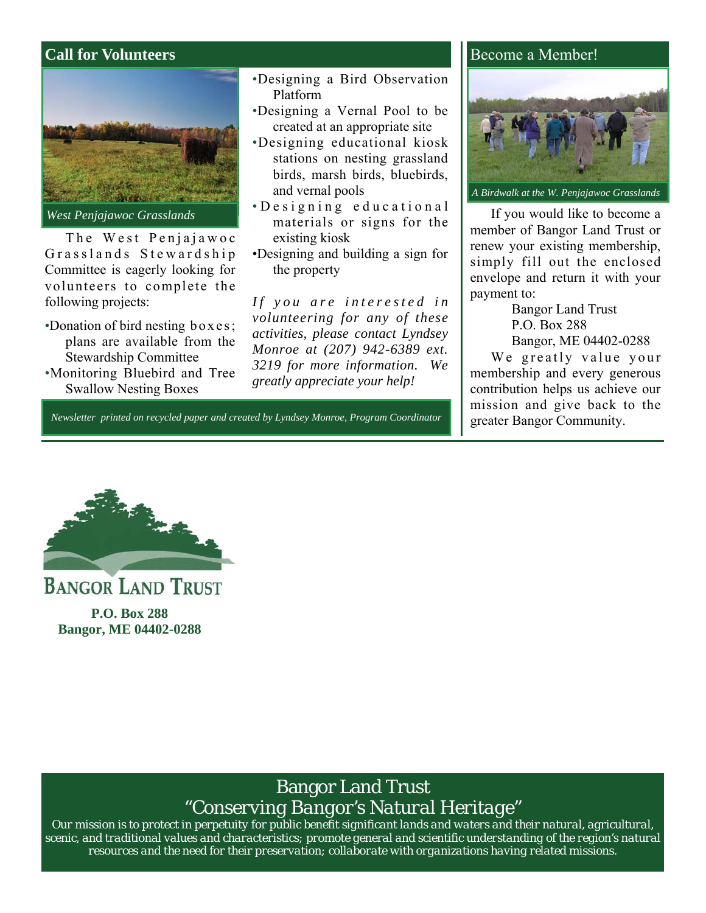## Call for Volunteers

*West Penjajawoc Grasslands*

The West Penjajawoc Grasslands Stewardship Committee is eagerly looking for volunteers to complete the following projects:

- Donation of bird nesting boxes; plans are available from the Stewardship Committee
- Monitoring Bluebird and Tree Swallow Nesting Boxes
- Designing a Bird Observation Platform
- Designing a Vernal Pool to be created at an appropriate site
- Designing educational kiosk stations on nesting grassland birds, marsh birds, bluebirds, and vernal pools
- Designing educational materials or signs for the existing kiosk
- Designing and building a sign for the property

*If you are interested in volunteering for any of these activities, please contact Lyndsey Monroe at (207) 942-6389 ext. 3219 for more information. We greatly appreciate your help!*

*Newsletter printed on recycled paper and created by Lyndsey Monroe, Program Coordinator*

## Become a Member!

*A Birdwalk at the W. Penjajawoc Grasslands*

If you would like to become a member of Bangor Land Trust or renew your existing membership, simply fill out the enclosed envelope and return it with your payment to:

Bangor Land Trust
P.O. Box 288
Bangor, ME 04402-0288

We greatly value your membership and every generous contribution helps us achieve our mission and give back to the greater Bangor Community.

BANGOR LAND TRUST

**P.O. Box 288**
**Bangor, ME 04402-0288**

Bangor Land Trust
"Conserving Bangor's Natural Heritage"

*Our mission is to protect in perpetuity for public benefit significant lands and waters and their natural, agricultural, scenic, and traditional values and characteristics; promote general and scientific understanding of the region's natural resources and the need for their preservation; collaborate with organizations having related missions.*